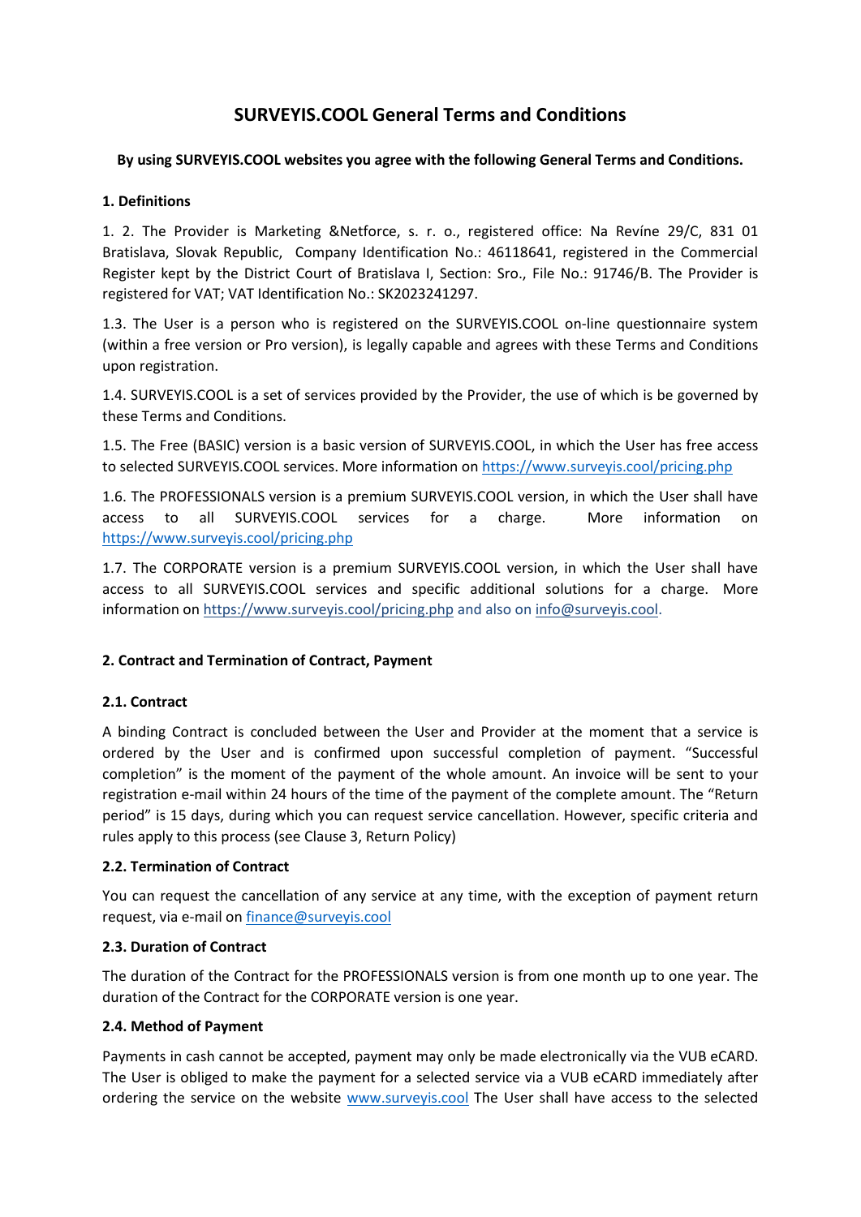# SURVEYIS.COOL General Terms and Conditions

**By using SURVEYIS.COOL websites you agree with the following General Terms and Conditions.**

### 1. Definitions

1. 2. The Provider is Marketing &Netforce, s. r. o., registered office: Na Revíne 29/C, 831 01 Bratislava, Slovak Republic, Company Identification No.: 46118641, registered in the Commercial Register kept by the District Court of Bratislava I, Section: Sro., File No.: 91746/B. The Provider is registered for VAT; VAT Identification No.: SK2023241297.

1.3. The User is a person who is registered on the SURVEYIS.COOL on-line questionnaire system (within a free version or Pro version), is legally capable and agrees with these Terms and Conditions upon registration.

1.4. SURVEYIS.COOL is a set of services provided by the Provider, the use of which is be governed by these Terms and Conditions.

1.5. The Free (BASIC) version is a basic version of SURVEYIS.COOL, in which the User has free access to selected SURVEYIS.COOL services. More information on https://www.surveyis.cool/pricing.php

1.6. The PROFESSIONALS version is a premium SURVEYIS.COOL version, in which the User shall have access to all SURVEYIS.COOL services for a charge. More information on https://www.surveyis.cool/pricing.php

1.7. The CORPORATE version is a premium SURVEYIS.COOL version, in which the User shall have access to all SURVEYIS.COOL services and specific additional solutions for a charge. More information on https://www.surveyis.cool/pricing.php and also on info@surveyis.cool.

### 2. Contract and Termination of Contract, Payment

#### 2.1. Contract

A binding Contract is concluded between the User and Provider at the moment that a service is ordered by the User and is confirmed upon successful completion of payment. "Successful completion" is the moment of the payment of the whole amount. An invoice will be sent to your registration e-mail within 24 hours of the time of the payment of the complete amount. The "Return period" is 15 days, during which you can request service cancellation. However, specific criteria and rules apply to this process (see Clause 3, Return Policy)

#### 2.2. Termination of Contract

You can request the cancellation of any service at any time, with the exception of payment return request, via e-mail on finance@surveyis.cool

#### 2.3. Duration of Contract

The duration of the Contract for the PROFESSIONALS version is from one month up to one year. The duration of the Contract for the CORPORATE version is one year.

#### 2.4. Method of Payment

Payments in cash cannot be accepted, payment may only be made electronically via the VUB eCARD. The User is obliged to make the payment for a selected service via a VUB eCARD immediately after ordering the service on the website www.surveyis.cool The User shall have access to the selected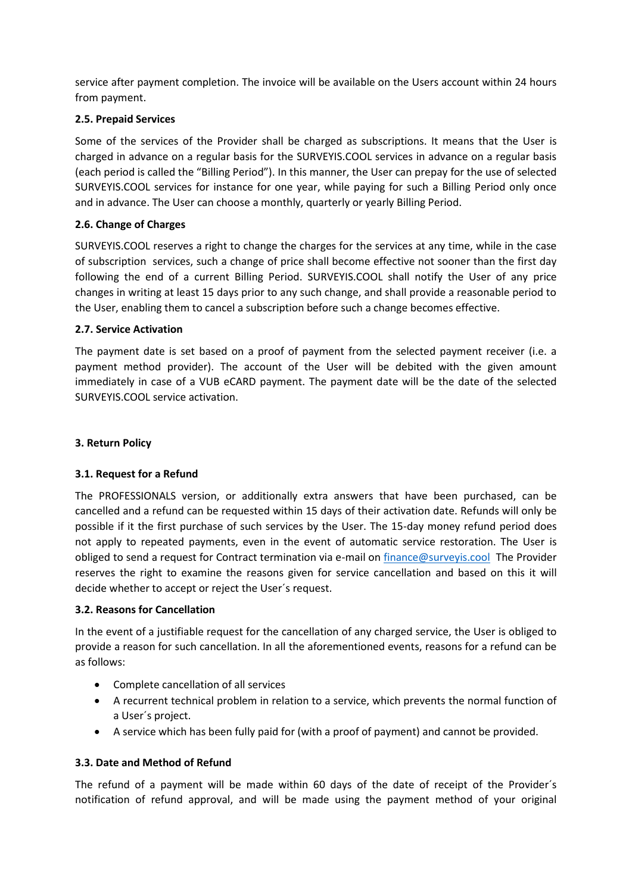service after payment completion. The invoice will be available on the Users account within 24 hours from payment.

### 2.5. Prepaid Services

Some of the services of the Provider shall be charged as subscriptions. It means that the User is charged in advance on a regular basis for the SURVEYIS.COOL services in advance on a regular basis (each period is called the "Billing Period"). In this manner, the User can prepay for the use of selected SURVEYIS.COOL services for instance for one year, while paying for such a Billing Period only once and in advance. The User can choose a monthly, quarterly or yearly Billing Period.

### 2.6. Change of Charges

SURVEYIS.COOL reserves a right to change the charges for the services at any time, while in the case of subscription services, such a change of price shall become effective not sooner than the first day following the end of a current Billing Period. SURVEYIS.COOL shall notify the User of any price changes in writing at least 15 days prior to any such change, and shall provide a reasonable period to the User, enabling them to cancel a subscription before such a change becomes effective.

### 2.7. Service Activation

The payment date is set based on a proof of payment from the selected payment receiver (i.e. a payment method provider). The account of the User will be debited with the given amount immediately in case of a VUB eCARD payment. The payment date will be the date of the selected SURVEYIS.COOL service activation.

## 3. Return Policy

### 3.1. Request for a Refund

The PROFESSIONALS version, or additionally extra answers that have been purchased, can be cancelled and a refund can be requested within 15 days of their activation date. Refunds will only be possible if it the first purchase of such services by the User. The 15-day money refund period does not apply to repeated payments, even in the event of automatic service restoration. The User is obliged to send a request for Contract termination via e-mail on [finance@surveyis.cool](mailto:finance@surveyis.cool) The Provider reserves the right to examine the reasons given for service cancellation and based on this it will decide whether to accept or reject the User´s request.

### 3.2. Reasons for Cancellation

In the event of a justifiable request for the cancellation of any charged service, the User is obliged to provide a reason for such cancellation. In all the aforementioned events, reasons for a refund can be as follows:

- Complete cancellation of all services
- A recurrent technical problem in relation to a service, which prevents the normal function of a User´s project.
- A service which has been fully paid for (with a proof of payment) and cannot be provided.

### 3.3. Date and Method of Refund

The refund of a payment will be made within 60 days of the date of receipt of the Provider´s notification of refund approval, and will be made using the payment method of your original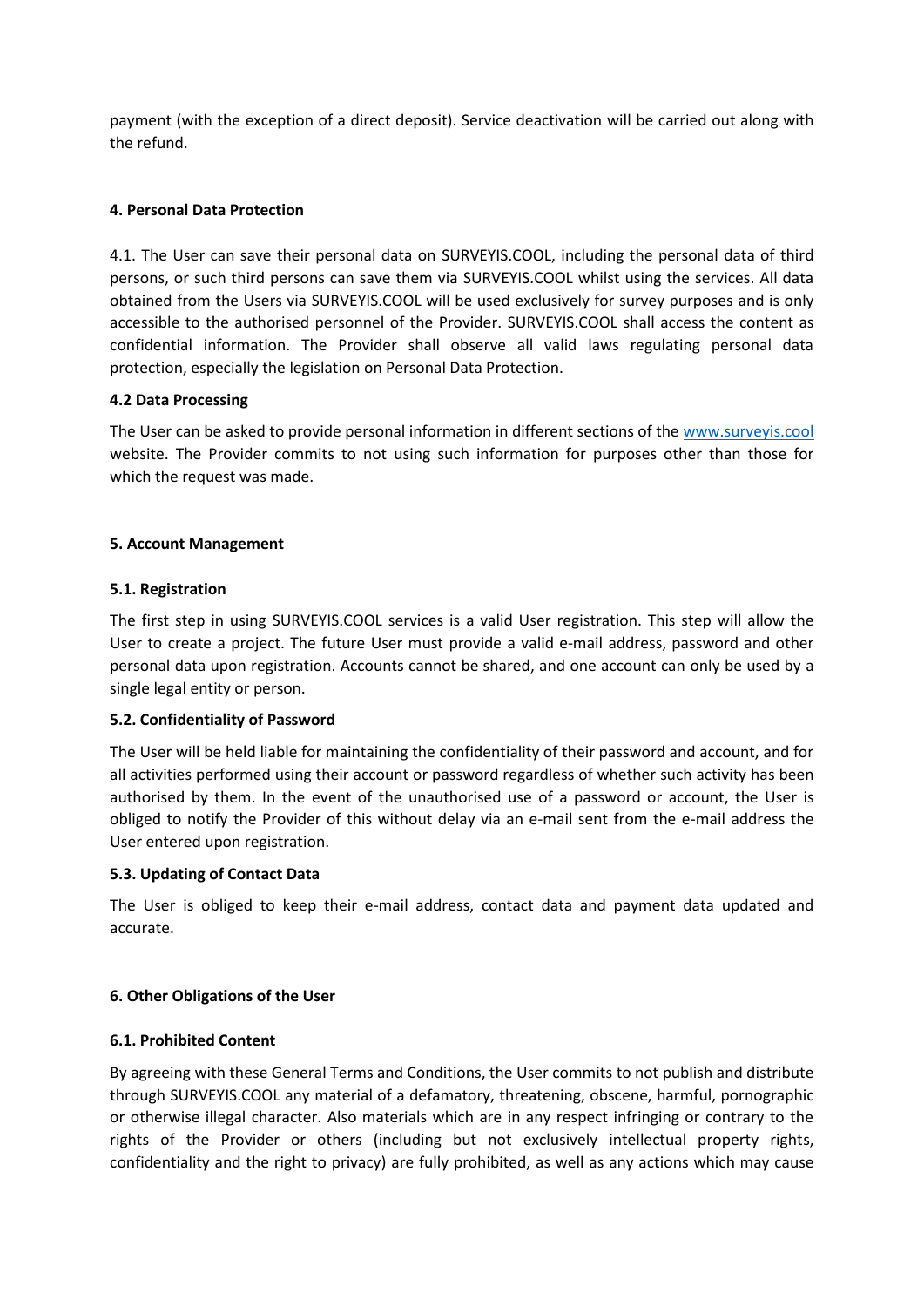payment (with the exception of a direct deposit). Service deactivation will be carried out along with the refund.

### 4. Personal Data Protection

4.1. The User can save their personal data on SURVEYIS.COOL, including the personal data of third persons, or such third persons can save them via SURVEYIS.COOL whilst using the services. All data obtained from the Users via SURVEYIS.COOL will be used exclusively for survey purposes and is only accessible to the authorised personnel of the Provider. SURVEYIS.COOL shall access the content as confidential information. The Provider shall observe all valid laws regulating personal data protection, especially the legislation on Personal Data Protection.

#### 4.2 Data Processing

The User can be asked to provide personal information in different sections of the [www.surveyis.cool](http://www.surveyis.cool) website. The Provider commits to not using such information for purposes other than those for which the request was made.

### 5. Account Management

#### 5.1. Registration

The first step in using SURVEYIS.COOL services is a valid User registration. This step will allow the User to create a project. The future User must provide a valid e-mail address, password and other personal data upon registration. Accounts cannot be shared, and one account can only be used by a single legal entity or person.

#### 5.2. Confidentiality of Password

The User will be held liable for maintaining the confidentiality of their password and account, and for all activities performed using their account or password regardless of whether such activity has been authorised by them. In the event of the unauthorised use of a password or account, the User is obliged to notify the Provider of this without delay via an e-mail sent from the e-mail address the User entered upon registration.

#### 5.3. Updating of Contact Data

The User is obliged to keep their e-mail address, contact data and payment data updated and accurate.

### 6. Other Obligations of the User

#### 6.1. Prohibited Content

By agreeing with these General Terms and Conditions, the User commits to not publish and distribute through SURVEYIS.COOL any material of a defamatory, threatening, obscene, harmful, pornographic or otherwise illegal character. Also materials which are in any respect infringing or contrary to the rights of the Provider or others (including but not exclusively intellectual property rights, confidentiality and the right to privacy) are fully prohibited, as well as any actions which may cause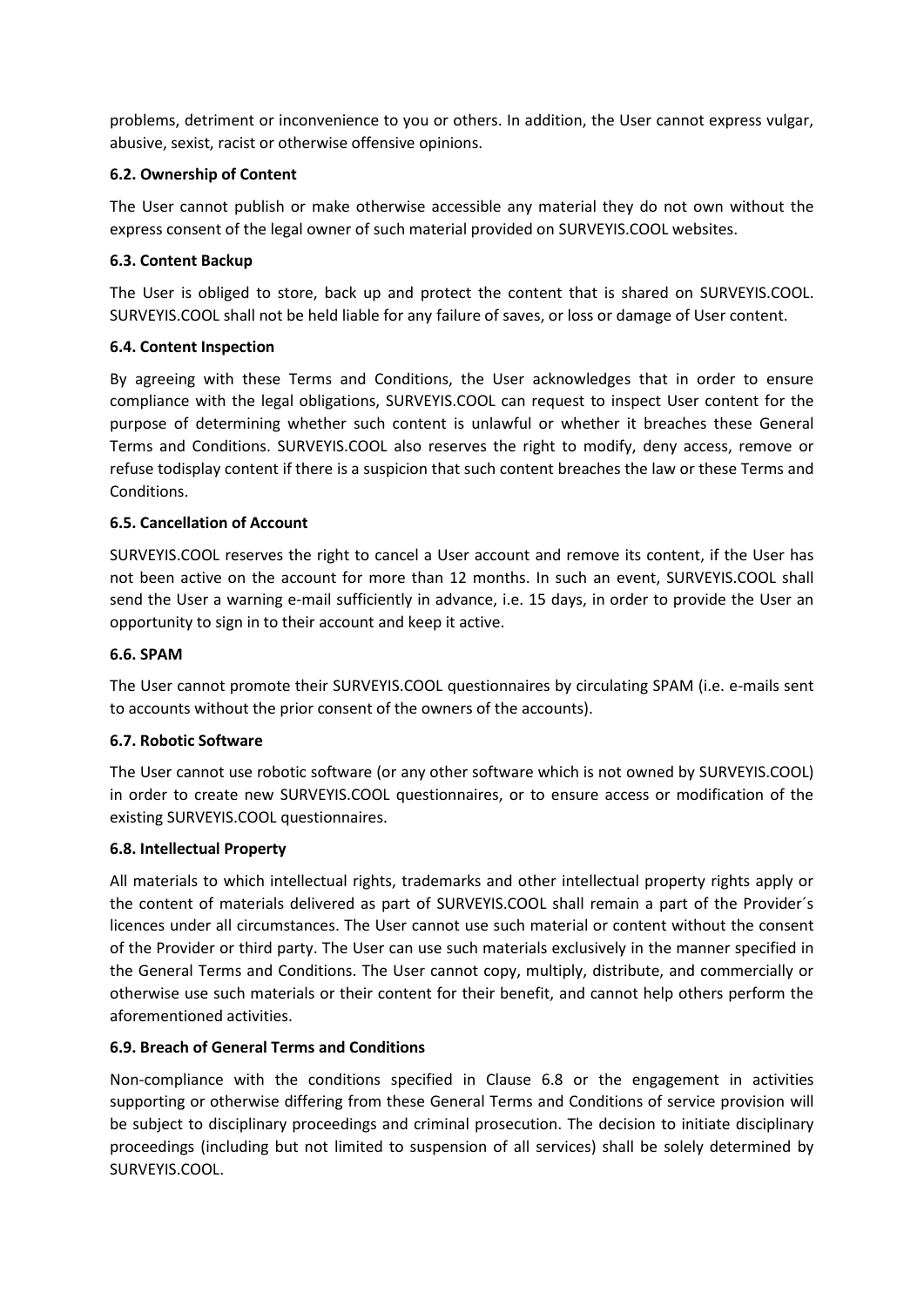problems, detriment or inconvenience to you or others. In addition, the User cannot express vulgar, abusive, sexist, racist or otherwise offensive opinions.

**6.2. Ownership of Content**

The User cannot publish or make otherwise accessible any material they do not own without the express consent of the legal owner of such material provided on SURVEYIS.COOL websites.

**6.3. Content Backup**

The User is obliged to store, back up and protect the content that is shared on SURVEYIS.COOL. SURVEYIS.COOL shall not be held liable for any failure of saves, or loss or damage of User content.

**6.4. Content Inspection**

By agreeing with these Terms and Conditions, the User acknowledges that in order to ensure compliance with the legal obligations, SURVEYIS.COOL can request to inspect User content for the purpose of determining whether such content is unlawful or whether it breaches these General Terms and Conditions. SURVEYIS.COOL also reserves the right to modify, deny access, remove or refuse todisplay content if there is a suspicion that such content breaches the law or these Terms and Conditions.

**6.5. Cancellation of Account**

SURVEYIS.COOL reserves the right to cancel a User account and remove its content, if the User has not been active on the account for more than 12 months. In such an event, SURVEYIS.COOL shall send the User a warning e-mail sufficiently in advance, i.e. 15 days, in order to provide the User an opportunity to sign in to their account and keep it active.

**6.6. SPAM**

The User cannot promote their SURVEYIS.COOL questionnaires by circulating SPAM (i.e. e-mails sent to accounts without the prior consent of the owners of the accounts).

**6.7. Robotic Software**

The User cannot use robotic software (or any other software which is not owned by SURVEYIS.COOL) in order to create new SURVEYIS.COOL questionnaires, or to ensure access or modification of the existing SURVEYIS.COOL questionnaires.

**6.8. Intellectual Property**

All materials to which intellectual rights, trademarks and other intellectual property rights apply or the content of materials delivered as part of SURVEYIS.COOL shall remain a part of the Provider´s licences under all circumstances. The User cannot use such material or content without the consent of the Provider or third party. The User can use such materials exclusively in the manner specified in the General Terms and Conditions. The User cannot copy, multiply, distribute, and commercially or otherwise use such materials or their content for their benefit, and cannot help others perform the aforementioned activities.

**6.9. Breach of General Terms and Conditions**

Non-compliance with the conditions specified in Clause 6.8 or the engagement in activities supporting or otherwise differing from these General Terms and Conditions of service provision will be subject to disciplinary proceedings and criminal prosecution. The decision to initiate disciplinary proceedings (including but not limited to suspension of all services) shall be solely determined by SURVEYIS.COOL.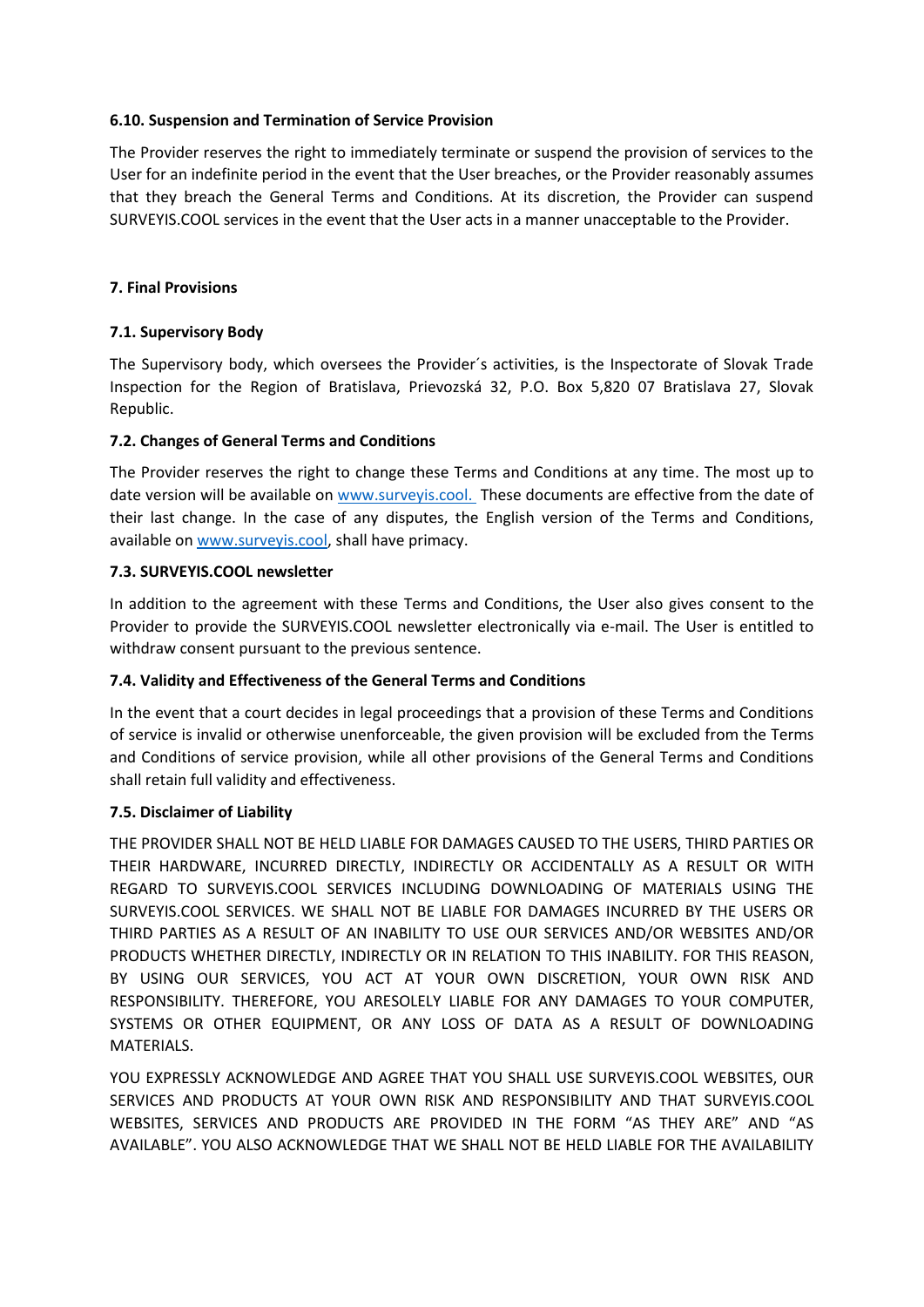### 6.10. Suspension and Termination of Service Provision

The Provider reserves the right to immediately terminate or suspend the provision of services to the User for an indefinite period in the event that the User breaches, or the Provider reasonably assumes that they breach the General Terms and Conditions. At its discretion, the Provider can suspend SURVEYIS.COOL services in the event that the User acts in a manner unacceptable to the Provider.

## 7. Final Provisions

### 7.1. Supervisory Body

The Supervisory body, which oversees the Provider´s activities, is the Inspectorate of Slovak Trade Inspection for the Region of Bratislava, Prievozská 32, P.O. Box 5,820 07 Bratislava 27, Slovak Republic.

### 7.2. Changes of General Terms and Conditions

The Provider reserves the right to change these Terms and Conditions at any time. The most up to date version will be available on [www.surveyis.cool.](www.surveyis.cool) These documents are effective from the date of their last change. In the case of any disputes, the English version of the Terms and Conditions, available on [www.surveyis.cool](www.surveyis.cool), shall have primacy.

### 7.3. SURVEYIS.COOL newsletter

In addition to the agreement with these Terms and Conditions, the User also gives consent to the Provider to provide the SURVEYIS.COOL newsletter electronically via e-mail. The User is entitled to withdraw consent pursuant to the previous sentence.

### 7.4. Validity and Effectiveness of the General Terms and Conditions

In the event that a court decides in legal proceedings that a provision of these Terms and Conditions of service is invalid or otherwise unenforceable, the given provision will be excluded from the Terms and Conditions of service provision, while all other provisions of the General Terms and Conditions shall retain full validity and effectiveness.

### 7.5. Disclaimer of Liability

THE PROVIDER SHALL NOT BE HELD LIABLE FOR DAMAGES CAUSED TO THE USERS, THIRD PARTIES OR THEIR HARDWARE, INCURRED DIRECTLY, INDIRECTLY OR ACCIDENTALLY AS A RESULT OR WITH REGARD TO SURVEYIS.COOL SERVICES INCLUDING DOWNLOADING OF MATERIALS USING THE SURVEYIS.COOL SERVICES. WE SHALL NOT BE LIABLE FOR DAMAGES INCURRED BY THE USERS OR THIRD PARTIES AS A RESULT OF AN INABILITY TO USE OUR SERVICES AND/OR WEBSITES AND/OR PRODUCTS WHETHER DIRECTLY, INDIRECTLY OR IN RELATION TO THIS INABILITY. FOR THIS REASON, BY USING OUR SERVICES, YOU ACT AT YOUR OWN DISCRETION, YOUR OWN RISK AND RESPONSIBILITY. THEREFORE, YOU ARESOLELY LIABLE FOR ANY DAMAGES TO YOUR COMPUTER, SYSTEMS OR OTHER EQUIPMENT, OR ANY LOSS OF DATA AS A RESULT OF DOWNLOADING MATERIALS.

YOU EXPRESSLY ACKNOWLEDGE AND AGREE THAT YOU SHALL USE SURVEYIS.COOL WEBSITES, OUR SERVICES AND PRODUCTS AT YOUR OWN RISK AND RESPONSIBILITY AND THAT SURVEYIS.COOL WEBSITES, SERVICES AND PRODUCTS ARE PROVIDED IN THE FORM "AS THEY ARE" AND "AS AVAILABLE". YOU ALSO ACKNOWLEDGE THAT WE SHALL NOT BE HELD LIABLE FOR THE AVAILABILITY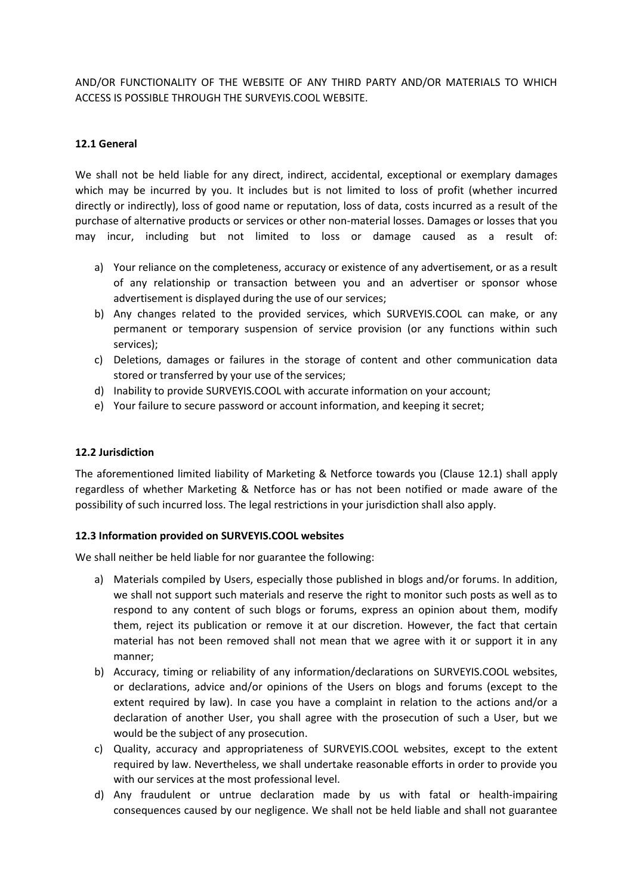AND/OR FUNCTIONALITY OF THE WEBSITE OF ANY THIRD PARTY AND/OR MATERIALS TO WHICH ACCESS IS POSSIBLE THROUGH THE SURVEYIS.COOL WEBSITE.

**12.1 General**

We shall not be held liable for any direct, indirect, accidental, exceptional or exemplary damages which may be incurred by you. It includes but is not limited to loss of profit (whether incurred directly or indirectly), loss of good name or reputation, loss of data, costs incurred as a result of the purchase of alternative products or services or other non-material losses. Damages or losses that you may incur, including but not limited to loss or damage caused as a result of:

a) Your reliance on the completeness, accuracy or existence of any advertisement, or as a result of any relationship or transaction between you and an advertiser or sponsor whose advertisement is displayed during the use of our services;
b) Any changes related to the provided services, which SURVEYIS.COOL can make, or any permanent or temporary suspension of service provision (or any functions within such services);
c) Deletions, damages or failures in the storage of content and other communication data stored or transferred by your use of the services;
d) Inability to provide SURVEYIS.COOL with accurate information on your account;
e) Your failure to secure password or account information, and keeping it secret;

**12.2 Jurisdiction**

The aforementioned limited liability of Marketing & Netforce towards you (Clause 12.1) shall apply regardless of whether Marketing & Netforce has or has not been notified or made aware of the possibility of such incurred loss. The legal restrictions in your jurisdiction shall also apply.

**12.3 Information provided on SURVEYIS.COOL websites**

We shall neither be held liable for nor guarantee the following:

a) Materials compiled by Users, especially those published in blogs and/or forums. In addition, we shall not support such materials and reserve the right to monitor such posts as well as to respond to any content of such blogs or forums, express an opinion about them, modify them, reject its publication or remove it at our discretion. However, the fact that certain material has not been removed shall not mean that we agree with it or support it in any manner;
b) Accuracy, timing or reliability of any information/declarations on SURVEYIS.COOL websites, or declarations, advice and/or opinions of the Users on blogs and forums (except to the extent required by law). In case you have a complaint in relation to the actions and/or a declaration of another User, you shall agree with the prosecution of such a User, but we would be the subject of any prosecution.
c) Quality, accuracy and appropriateness of SURVEYIS.COOL websites, except to the extent required by law. Nevertheless, we shall undertake reasonable efforts in order to provide you with our services at the most professional level.
d) Any fraudulent or untrue declaration made by us with fatal or health-impairing consequences caused by our negligence. We shall not be held liable and shall not guarantee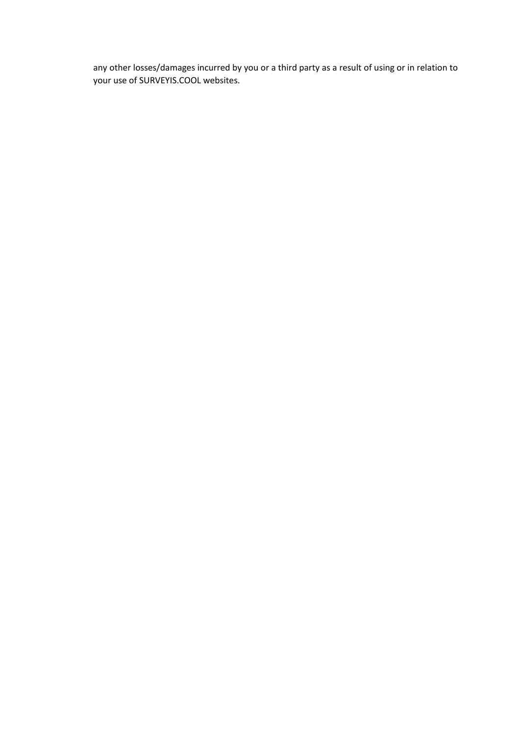any other losses/damages incurred by you or a third party as a result of using or in relation to your use of SURVEYIS.COOL websites.